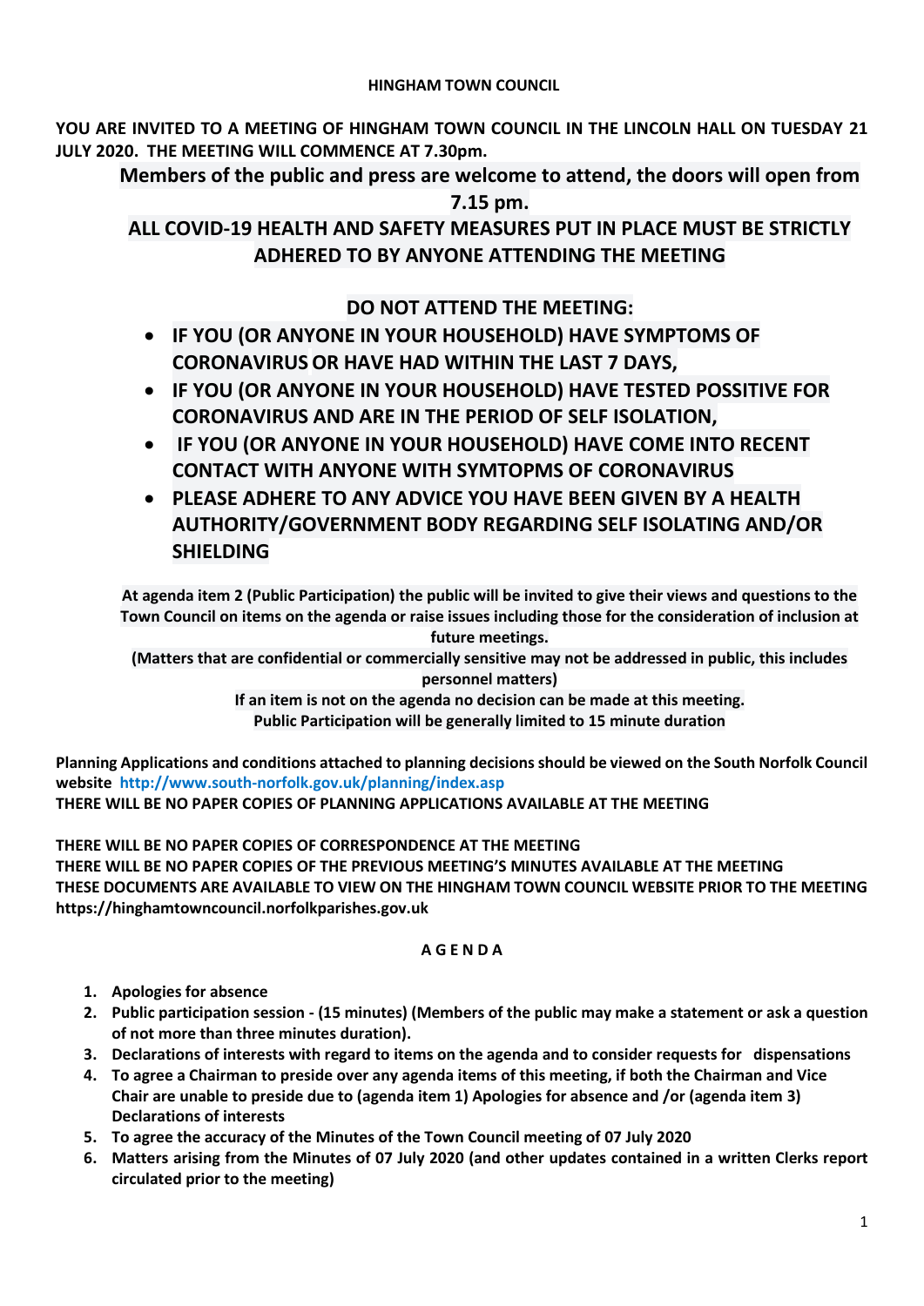**HINGHAM TOWN COUNCIL**

**YOU ARE INVITED TO A MEETING OF HINGHAM TOWN COUNCIL IN THE LINCOLN HALL ON TUESDAY 21 JULY 2020. THE MEETING WILL COMMENCE AT 7.30pm.**

**Members of the public and press are welcome to attend, the doors will open from 7.15 pm.**

**ALL COVID-19 HEALTH AND SAFETY MEASURES PUT IN PLACE MUST BE STRICTLY ADHERED TO BY ANYONE ATTENDING THE MEETING**

**DO NOT ATTEND THE MEETING:**

- **IF YOU (OR ANYONE IN YOUR HOUSEHOLD) HAVE SYMPTOMS OF CORONAVIRUS OR HAVE HAD WITHIN THE LAST 7 DAYS,**
- **IF YOU (OR ANYONE IN YOUR HOUSEHOLD) HAVE TESTED POSITIVE FOR CORONAVIRUS AND ARE IN THE PERIOD OF SELF ISOLATION,**
- **IF YOU (OR ANYONE IN YOUR HOUSEHOLD) HAVE COME INTO RECENT CONTACT WITH ANYONE WITH SYMTOPMS OF CORONAVIRUS**
- **PLEASE ADHERE TO ANY ADVICE YOU HAVE BEEN GIVEN BY A HEALTH AUTHORITY/GOVERNMENT BODY REGARDING SELF ISOLATING AND/OR SHIELDING**

**At agenda item 2 (Public Participation) the public will be invited to give their views and questions to the Town Council on items on the agenda or raise issues including those for the consideration of inclusion at future meetings.**

**(Matters that are confidential or commercially sensitive may not be addressed in public, this includes personnel matters)**

**If an item is not on the agenda no decision can be made at this meeting.**

**Public Participation will be generally limited to 15 minute duration**

**Planning Applications and conditions attached to planning decisions should be viewed on the South Norfolk Council website http://www.south-norfolk.gov.uk/planning/index.asp**
**THERE WILL BE NO PAPER COPIES OF PLANNING APPLICATIONS AVAILABLE AT THE MEETING**

**THERE WILL BE NO PAPER COPIES OF CORRESPONDENCE AT THE MEETING**
**THERE WILL BE NO PAPER COPIES OF THE PREVIOUS MEETING'S MINUTES AVAILABLE AT THE MEETING**
**THESE DOCUMENTS ARE AVAILABLE TO VIEW ON THE HINGHAM TOWN COUNCIL WEBSITE PRIOR TO THE MEETING https://hinghamtowncouncil.norfolkparishes.gov.uk**

## A G E N D A

1. **Apologies for absence**
2. **Public participation session - (15 minutes) (Members of the public may make a statement or ask a question of not more than three minutes duration).**
3. **Declarations of interests with regard to items on the agenda and to consider requests for dispensations**
4. **To agree a Chairman to preside over any agenda items of this meeting, if both the Chairman and Vice Chair are unable to preside due to (agenda item 1) Apologies for absence and /or (agenda item 3) Declarations of interests**
5. **To agree the accuracy of the Minutes of the Town Council meeting of 07 July 2020**
6. **Matters arising from the Minutes of 07 July 2020 (and other updates contained in a written Clerks report circulated prior to the meeting)**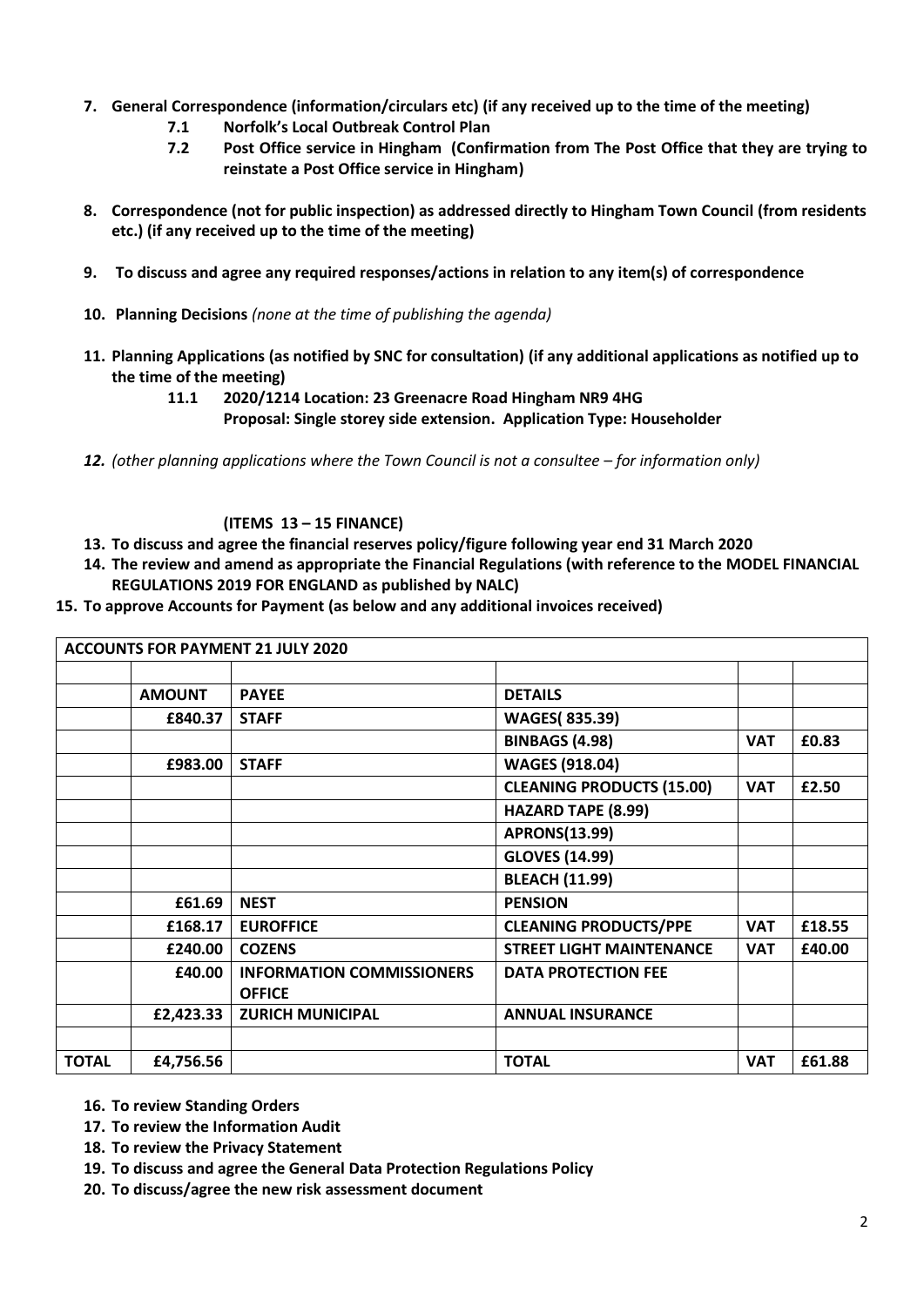7. **General Correspondence (information/circulars etc) (if any received up to the time of the meeting)**
    - **7.1 Norfolk's Local Outbreak Control Plan**
    - **7.2 Post Office service in Hingham (Confirmation from The Post Office that they are trying to reinstate a Post Office service in Hingham)**

8. **Correspondence (not for public inspection) as addressed directly to Hingham Town Council (from residents etc.) (if any received up to the time of the meeting)**

9. **To discuss and agree any required responses/actions in relation to any item(s) of correspondence**

10. **Planning Decisions** *(none at the time of publishing the agenda)*

11. **Planning Applications (as notified by SNC for consultation) (if any additional applications as notified up to the time of the meeting)**
    - **11.1 2020/1214 Location: 23 Greenacre Road Hingham NR9 4HG**
      **Proposal: Single storey side extension. Application Type: Householder**

12. *(other planning applications where the Town Council is not a consultee – for information only)*

**(ITEMS 13 – 15 FINANCE)**

13. **To discuss and agree the financial reserves policy/figure following year end 31 March 2020**
14. **The review and amend as appropriate the Financial Regulations (with reference to the MODEL FINANCIAL REGULATIONS 2019 FOR ENGLAND as published by NALC)**
15. **To approve Accounts for Payment (as below and any additional invoices received)**

| **ACCOUNTS FOR PAYMENT 21 JULY 2020** | | | | | |
|---|---|---|---|---|---|
| | | | | | |
| | **AMOUNT** | **PAYEE** | **DETAILS** | | |
| | **£840.37** | **STAFF** | **WAGES( 835.39)** | | |
| | | | **BINBAGS (4.98)** | **VAT** | **£0.83** |
| | **£983.00** | **STAFF** | **WAGES (918.04)** | | |
| | | | **CLEANING PRODUCTS (15.00)** | **VAT** | **£2.50** |
| | | | **HAZARD TAPE (8.99)** | | |
| | | | **APRONS(13.99)** | | |
| | | | **GLOVES (14.99)** | | |
| | | | **BLEACH (11.99)** | | |
| | **£61.69** | **NEST** | **PENSION** | | |
| | **£168.17** | **EUROFFICE** | **CLEANING PRODUCTS/PPE** | **VAT** | **£18.55** |
| | **£240.00** | **COZENS** | **STREET LIGHT MAINTENANCE** | **VAT** | **£40.00** |
| | **£40.00** | **INFORMATION COMMISSIONERS OFFICE** | **DATA PROTECTION FEE** | | |
| | **£2,423.33** | **ZURICH MUNICIPAL** | **ANNUAL INSURANCE** | | |
| | | | | | |
| **TOTAL** | **£4,756.56** | | **TOTAL** | **VAT** | **£61.88** |

16. **To review Standing Orders**
17. **To review the Information Audit**
18. **To review the Privacy Statement**
19. **To discuss and agree the General Data Protection Regulations Policy**
20. **To discuss/agree the new risk assessment document**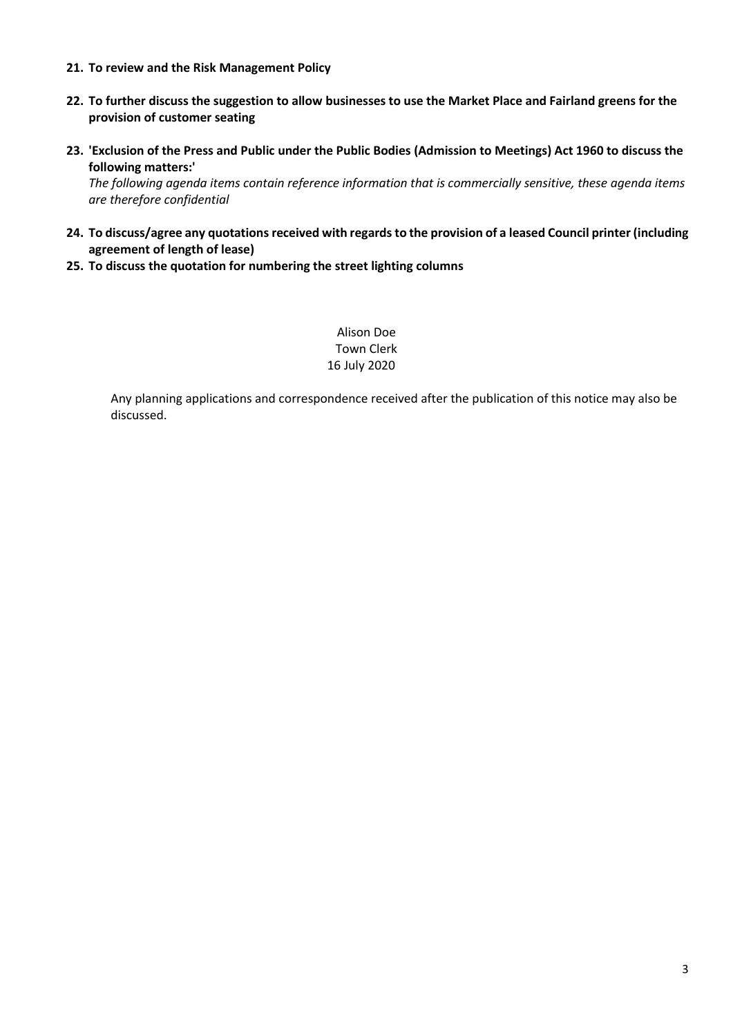21. **To review and the Risk Management Policy**

22. **To further discuss the suggestion to allow businesses to use the Market Place and Fairland greens for the provision of customer seating**

23. **'Exclusion of the Press and Public under the Public Bodies (Admission to Meetings) Act 1960 to discuss the following matters:'**
    *The following agenda items contain reference information that is commercially sensitive, these agenda items are therefore confidential*

24. **To discuss/agree any quotations received with regards to the provision of a leased Council printer (including agreement of length of lease)**
25. **To discuss the quotation for numbering the street lighting columns**

Alison Doe
Town Clerk
16 July 2020

Any planning applications and correspondence received after the publication of this notice may also be discussed.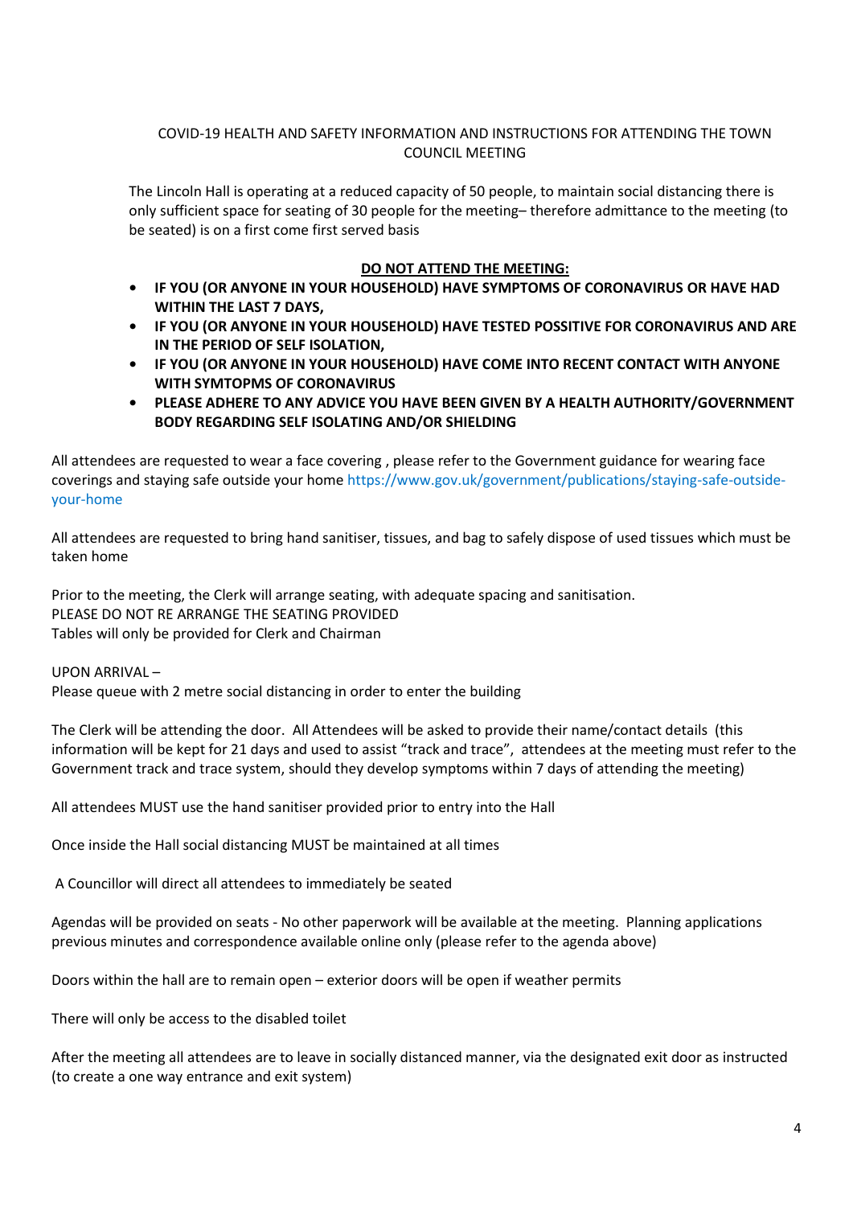## COVID-19 HEALTH AND SAFETY INFORMATION AND INSTRUCTIONS FOR ATTENDING THE TOWN COUNCIL MEETING

The Lincoln Hall is operating at a reduced capacity of 50 people, to maintain social distancing there is only sufficient space for seating of 30 people for the meeting– therefore admittance to the meeting (to be seated) is on a first come first served basis

**<u>DO NOT ATTEND THE MEETING:</u>**

- **IF YOU (OR ANYONE IN YOUR HOUSEHOLD) HAVE SYMPTOMS OF CORONAVIRUS OR HAVE HAD WITHIN THE LAST 7 DAYS,**
- **IF YOU (OR ANYONE IN YOUR HOUSEHOLD) HAVE TESTED POSITIVE FOR CORONAVIRUS AND ARE IN THE PERIOD OF SELF ISOLATION,**
- **IF YOU (OR ANYONE IN YOUR HOUSEHOLD) HAVE COME INTO RECENT CONTACT WITH ANYONE WITH SYMTOPMS OF CORONAVIRUS**
- **PLEASE ADHERE TO ANY ADVICE YOU HAVE BEEN GIVEN BY A HEALTH AUTHORITY/GOVERNMENT BODY REGARDING SELF ISOLATING AND/OR SHIELDING**

All attendees are requested to wear a face covering , please refer to the Government guidance for wearing face coverings and staying safe outside your home https://www.gov.uk/government/publications/staying-safe-outside-your-home

All attendees are requested to bring hand sanitiser, tissues, and bag to safely dispose of used tissues which must be taken home

Prior to the meeting, the Clerk will arrange seating, with adequate spacing and sanitisation.
PLEASE DO NOT RE ARRANGE THE SEATING PROVIDED
Tables will only be provided for Clerk and Chairman

UPON ARRIVAL –
Please queue with 2 metre social distancing in order to enter the building

The Clerk will be attending the door. All Attendees will be asked to provide their name/contact details (this information will be kept for 21 days and used to assist "track and trace", attendees at the meeting must refer to the Government track and trace system, should they develop symptoms within 7 days of attending the meeting)

All attendees MUST use the hand sanitiser provided prior to entry into the Hall

Once inside the Hall social distancing MUST be maintained at all times

A Councillor will direct all attendees to immediately be seated

Agendas will be provided on seats - No other paperwork will be available at the meeting. Planning applications previous minutes and correspondence available online only (please refer to the agenda above)

Doors within the hall are to remain open – exterior doors will be open if weather permits

There will only be access to the disabled toilet

After the meeting all attendees are to leave in socially distanced manner, via the designated exit door as instructed (to create a one way entrance and exit system)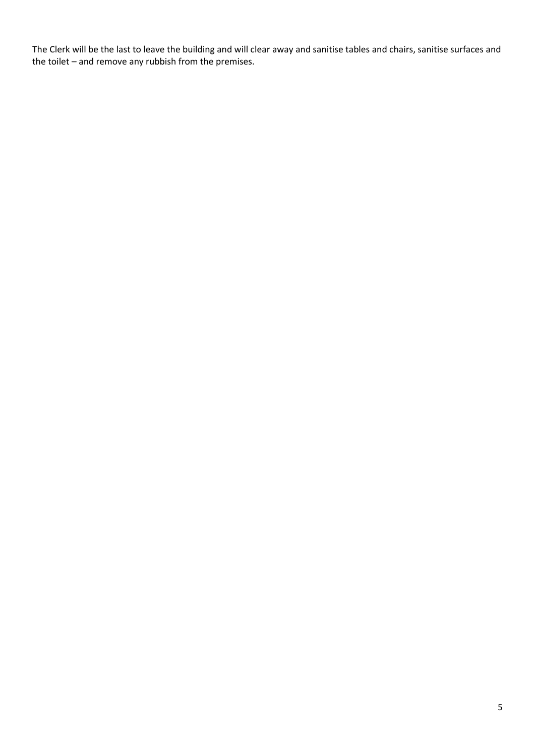The Clerk will be the last to leave the building and will clear away and sanitise tables and chairs, sanitise surfaces and the toilet – and remove any rubbish from the premises.